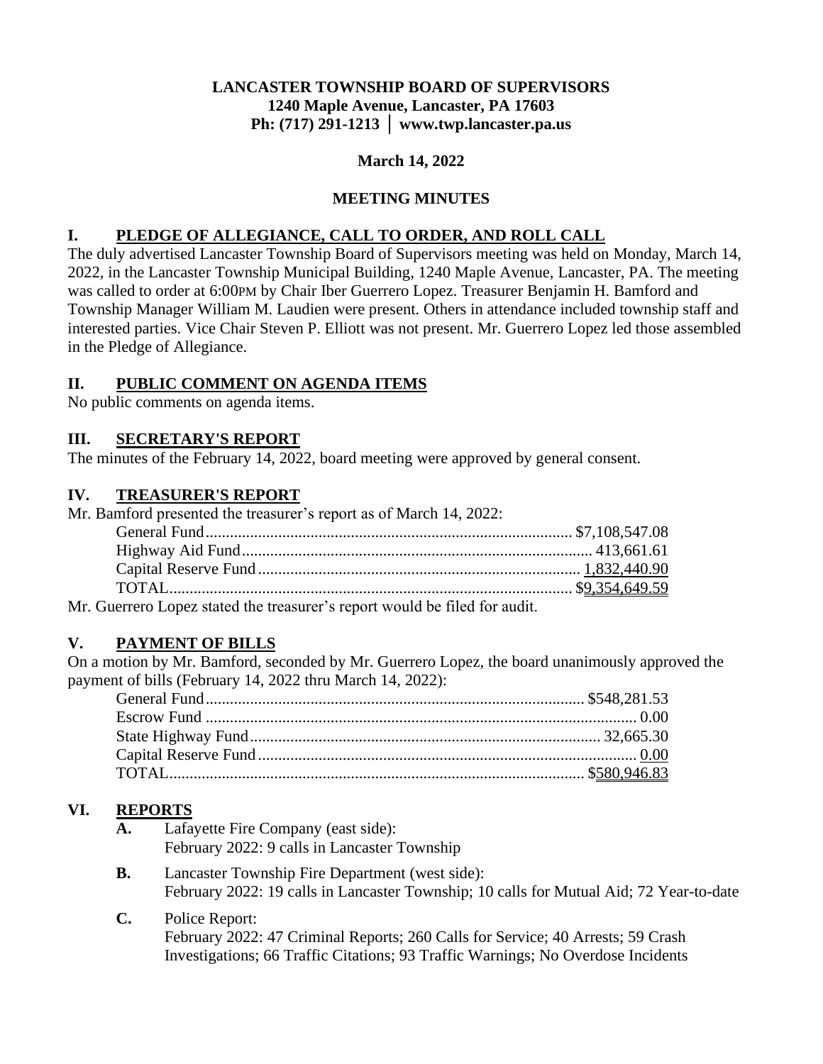**LANCASTER TOWNSHIP BOARD OF SUPERVISORS**
**1240 Maple Avenue, Lancaster, PA 17603**
**Ph: (717) 291-1213 │ www.twp.lancaster.pa.us**

**March 14, 2022**

**MEETING MINUTES**

## I. PLEDGE OF ALLEGIANCE, CALL TO ORDER, AND ROLL CALL

The duly advertised Lancaster Township Board of Supervisors meeting was held on Monday, March 14, 2022, in the Lancaster Township Municipal Building, 1240 Maple Avenue, Lancaster, PA. The meeting was called to order at 6:00PM by Chair Iber Guerrero Lopez. Treasurer Benjamin H. Bamford and Township Manager William M. Laudien were present. Others in attendance included township staff and interested parties. Vice Chair Steven P. Elliott was not present. Mr. Guerrero Lopez led those assembled in the Pledge of Allegiance.

## II. PUBLIC COMMENT ON AGENDA ITEMS

No public comments on agenda items.

## III. SECRETARY'S REPORT

The minutes of the February 14, 2022, board meeting were approved by general consent.

## IV. TREASURER'S REPORT

Mr. Bamford presented the treasurer's report as of March 14, 2022:

| | |
|---|---|
| General Fund | $7,108,547.08 |
| Highway Aid Fund | 413,661.61 |
| Capital Reserve Fund | 1,832,440.90 |
| TOTAL | $9,354,649.59 |

Mr. Guerrero Lopez stated the treasurer's report would be filed for audit.

## V. PAYMENT OF BILLS

On a motion by Mr. Bamford, seconded by Mr. Guerrero Lopez, the board unanimously approved the payment of bills (February 14, 2022 thru March 14, 2022):

| | |
|---|---|
| General Fund | $548,281.53 |
| Escrow Fund | 0.00 |
| State Highway Fund | 32,665.30 |
| Capital Reserve Fund | 0.00 |
| TOTAL | $580,946.83 |

## VI. REPORTS

**A.** Lafayette Fire Company (east side):
February 2022: 9 calls in Lancaster Township

**B.** Lancaster Township Fire Department (west side):
February 2022: 19 calls in Lancaster Township; 10 calls for Mutual Aid; 72 Year-to-date

**C.** Police Report:
February 2022: 47 Criminal Reports; 260 Calls for Service; 40 Arrests; 59 Crash Investigations; 66 Traffic Citations; 93 Traffic Warnings; No Overdose Incidents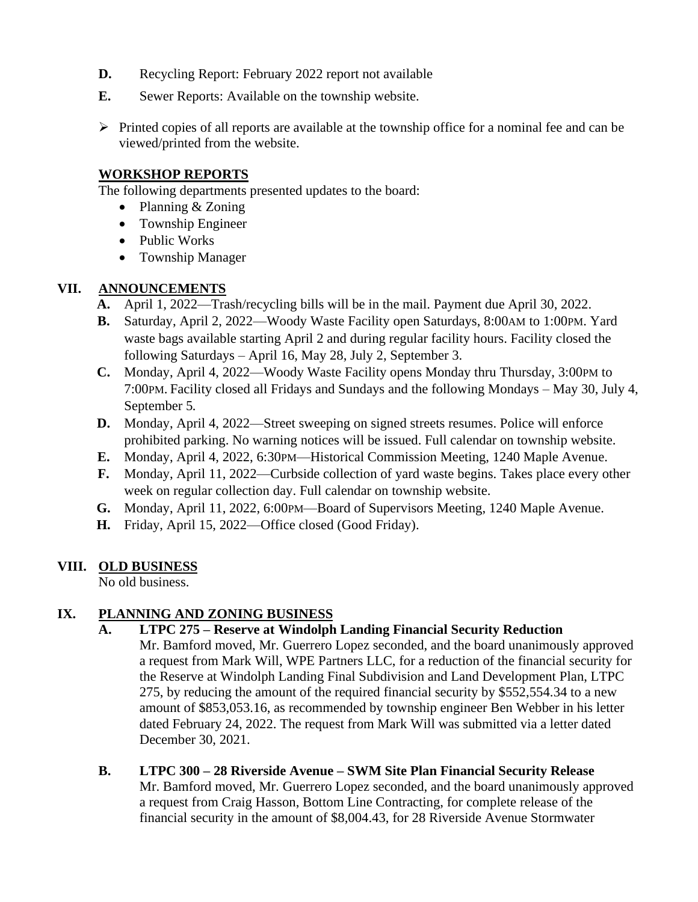**D.** Recycling Report: February 2022 report not available

**E.** Sewer Reports: Available on the township website.

- Printed copies of all reports are available at the township office for a nominal fee and can be viewed/printed from the website.

**WORKSHOP REPORTS**

The following departments presented updates to the board:

- Planning & Zoning
- Township Engineer
- Public Works
- Township Manager

## VII. ANNOUNCEMENTS

**A.** April 1, 2022—Trash/recycling bills will be in the mail. Payment due April 30, 2022.

**B.** Saturday, April 2, 2022—Woody Waste Facility open Saturdays, 8:00AM to 1:00PM. Yard waste bags available starting April 2 and during regular facility hours. Facility closed the following Saturdays – April 16, May 28, July 2, September 3.

**C.** Monday, April 4, 2022—Woody Waste Facility opens Monday thru Thursday, 3:00PM to 7:00PM. Facility closed all Fridays and Sundays and the following Mondays – May 30, July 4, September 5.

**D.** Monday, April 4, 2022—Street sweeping on signed streets resumes. Police will enforce prohibited parking. No warning notices will be issued. Full calendar on township website.

**E.** Monday, April 4, 2022, 6:30PM—Historical Commission Meeting, 1240 Maple Avenue.

**F.** Monday, April 11, 2022—Curbside collection of yard waste begins. Takes place every other week on regular collection day. Full calendar on township website.

**G.** Monday, April 11, 2022, 6:00PM—Board of Supervisors Meeting, 1240 Maple Avenue.

**H.** Friday, April 15, 2022—Office closed (Good Friday).

## VIII. OLD BUSINESS

No old business.

## IX. PLANNING AND ZONING BUSINESS

**A. LTPC 275 – Reserve at Windolph Landing Financial Security Reduction**

Mr. Bamford moved, Mr. Guerrero Lopez seconded, and the board unanimously approved a request from Mark Will, WPE Partners LLC, for a reduction of the financial security for the Reserve at Windolph Landing Final Subdivision and Land Development Plan, LTPC 275, by reducing the amount of the required financial security by $552,554.34 to a new amount of $853,053.16, as recommended by township engineer Ben Webber in his letter dated February 24, 2022. The request from Mark Will was submitted via a letter dated December 30, 2021.

**B. LTPC 300 – 28 Riverside Avenue – SWM Site Plan Financial Security Release**

Mr. Bamford moved, Mr. Guerrero Lopez seconded, and the board unanimously approved a request from Craig Hasson, Bottom Line Contracting, for complete release of the financial security in the amount of $8,004.43, for 28 Riverside Avenue Stormwater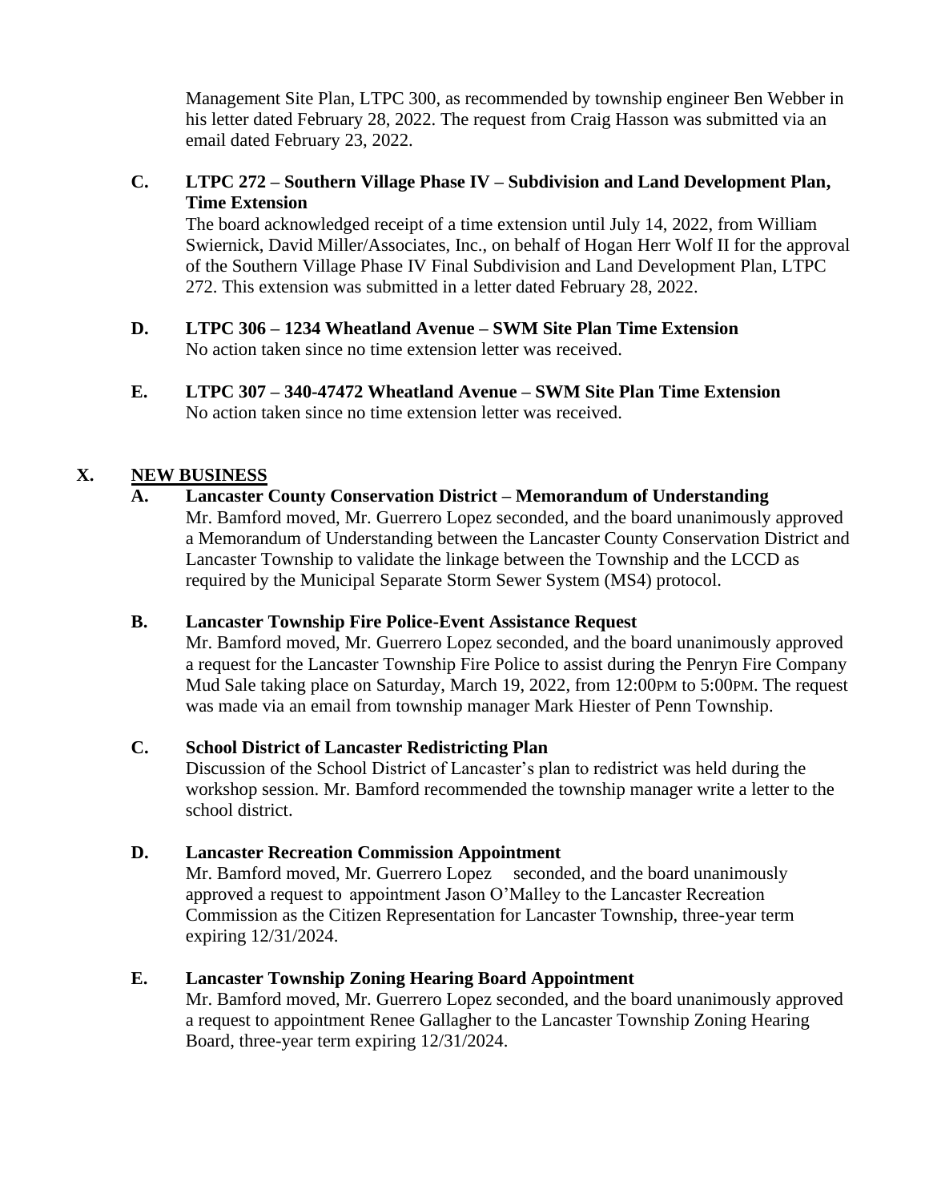Management Site Plan, LTPC 300, as recommended by township engineer Ben Webber in his letter dated February 28, 2022. The request from Craig Hasson was submitted via an email dated February 23, 2022.

**C. LTPC 272 – Southern Village Phase IV – Subdivision and Land Development Plan, Time Extension**

The board acknowledged receipt of a time extension until July 14, 2022, from William Swiernick, David Miller/Associates, Inc., on behalf of Hogan Herr Wolf II for the approval of the Southern Village Phase IV Final Subdivision and Land Development Plan, LTPC 272. This extension was submitted in a letter dated February 28, 2022.

**D. LTPC 306 – 1234 Wheatland Avenue – SWM Site Plan Time Extension**

No action taken since no time extension letter was received.

**E. LTPC 307 – 340-47472 Wheatland Avenue – SWM Site Plan Time Extension**

No action taken since no time extension letter was received.

## X. NEW BUSINESS

**A. Lancaster County Conservation District – Memorandum of Understanding**

Mr. Bamford moved, Mr. Guerrero Lopez seconded, and the board unanimously approved a Memorandum of Understanding between the Lancaster County Conservation District and Lancaster Township to validate the linkage between the Township and the LCCD as required by the Municipal Separate Storm Sewer System (MS4) protocol.

**B. Lancaster Township Fire Police-Event Assistance Request**

Mr. Bamford moved, Mr. Guerrero Lopez seconded, and the board unanimously approved a request for the Lancaster Township Fire Police to assist during the Penryn Fire Company Mud Sale taking place on Saturday, March 19, 2022, from 12:00PM to 5:00PM. The request was made via an email from township manager Mark Hiester of Penn Township.

**C. School District of Lancaster Redistricting Plan**

Discussion of the School District of Lancaster's plan to redistrict was held during the workshop session. Mr. Bamford recommended the township manager write a letter to the school district.

**D. Lancaster Recreation Commission Appointment**

Mr. Bamford moved, Mr. Guerrero Lopez seconded, and the board unanimously approved a request to appointment Jason O'Malley to the Lancaster Recreation Commission as the Citizen Representation for Lancaster Township, three-year term expiring 12/31/2024.

**E. Lancaster Township Zoning Hearing Board Appointment**

Mr. Bamford moved, Mr. Guerrero Lopez seconded, and the board unanimously approved a request to appointment Renee Gallagher to the Lancaster Township Zoning Hearing Board, three-year term expiring 12/31/2024.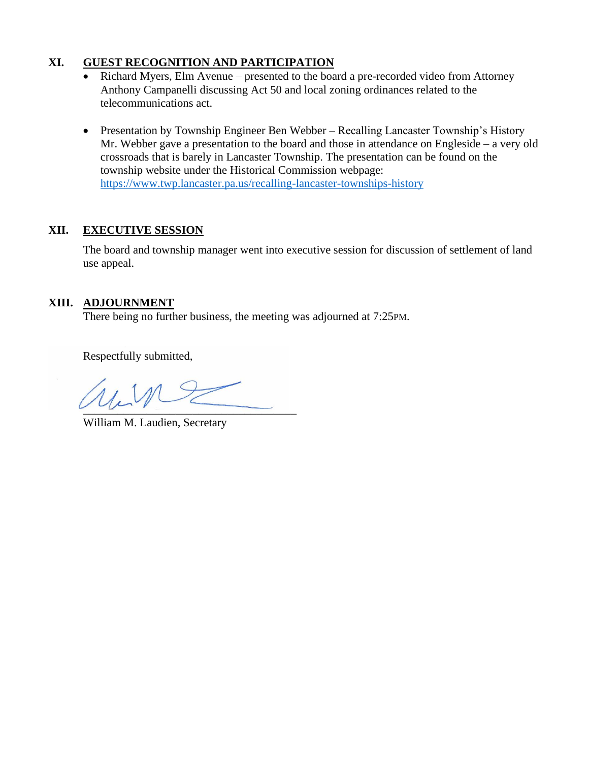## XI. GUEST RECOGNITION AND PARTICIPATION

- Richard Myers, Elm Avenue – presented to the board a pre-recorded video from Attorney Anthony Campanelli discussing Act 50 and local zoning ordinances related to the telecommunications act.

- Presentation by Township Engineer Ben Webber – Recalling Lancaster Township's History
  Mr. Webber gave a presentation to the board and those in attendance on Engleside – a very old crossroads that is barely in Lancaster Township. The presentation can be found on the township website under the Historical Commission webpage:
  https://www.twp.lancaster.pa.us/recalling-lancaster-townships-history

## XII. EXECUTIVE SESSION

The board and township manager went into executive session for discussion of settlement of land use appeal.

## XIII. ADJOURNMENT

There being no further business, the meeting was adjourned at 7:25PM.

Respectfully submitted,

William M. Laudien, Secretary